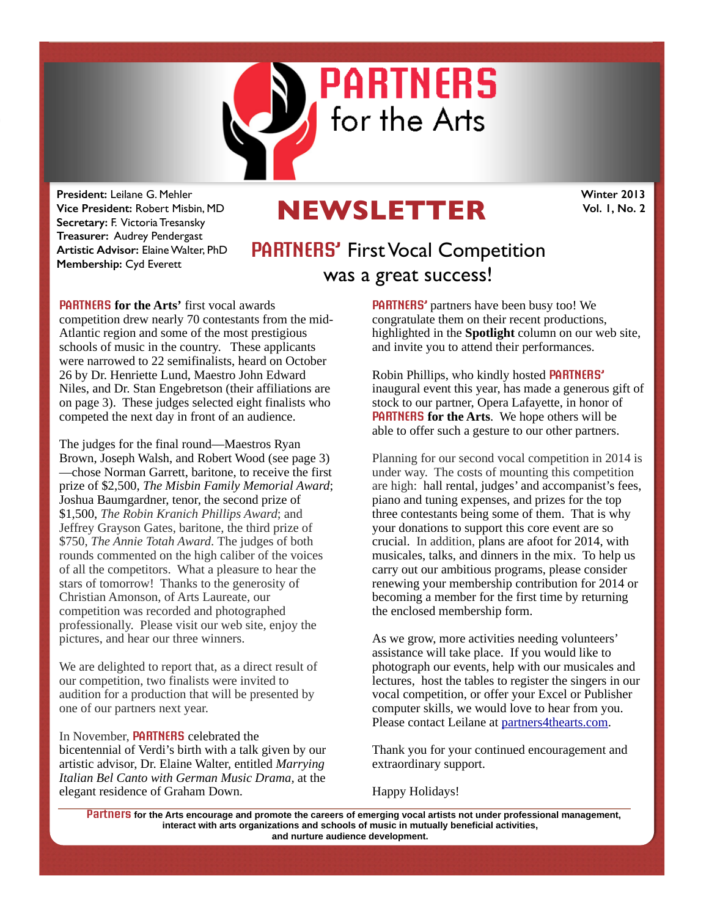# PARTNERS for the Arts

**President:** Leilane G. Mehler
**Vice President:** Robert Misbin, MD
**Secretary:** F. Victoria Tresansky
**Treasurer:** Audrey Pendergast
**Artistic Advisor:** Elaine Walter, PhD
**Membership:** Cyd Everett

## NEWSLETTER

**Winter 2013**
**Vol. 1, No. 2**

## PARTNERS' First Vocal Competition was a great success!

**PARTNERS for the Arts'** first vocal awards competition drew nearly 70 contestants from the mid-Atlantic region and some of the most prestigious schools of music in the country. These applicants were narrowed to 22 semifinalists, heard on October 26 by Dr. Henriette Lund, Maestro John Edward Niles, and Dr. Stan Engebretson (their affiliations are on page 3). These judges selected eight finalists who competed the next day in front of an audience.

The judges for the final round—Maestros Ryan Brown, Joseph Walsh, and Robert Wood (see page 3)—chose Norman Garrett, baritone, to receive the first prize of $2,500, *The Misbin Family Memorial Award*; Joshua Baumgardner, tenor, the second prize of $1,500, *The Robin Kranich Phillips Award*; and Jeffrey Grayson Gates, baritone, the third prize of $750, *The Annie Totah Award*. The judges of both rounds commented on the high caliber of the voices of all the competitors. What a pleasure to hear the stars of tomorrow! Thanks to the generosity of Christian Amonson, of Arts Laureate, our competition was recorded and photographed professionally. Please visit our web site, enjoy the pictures, and hear our three winners.

We are delighted to report that, as a direct result of our competition, two finalists were invited to audition for a production that will be presented by one of our partners next year.

In November, **PARTNERS** celebrated the bicentennial of Verdi's birth with a talk given by our artistic advisor, Dr. Elaine Walter, entitled *Marrying Italian Bel Canto with German Music Drama,* at the elegant residence of Graham Down.

**PARTNERS'** partners have been busy too! We congratulate them on their recent productions, highlighted in the **Spotlight** column on our web site, and invite you to attend their performances.

Robin Phillips, who kindly hosted **PARTNERS'** inaugural event this year, has made a generous gift of stock to our partner, Opera Lafayette, in honor of **PARTNERS for the Arts**. We hope others will be able to offer such a gesture to our other partners.

Planning for our second vocal competition in 2014 is under way. The costs of mounting this competition are high: hall rental, judges' and accompanist's fees, piano and tuning expenses, and prizes for the top three contestants being some of them. That is why your donations to support this core event are so crucial. In addition, plans are afoot for 2014, with musicales, talks, and dinners in the mix. To help us carry out our ambitious programs, please consider renewing your membership contribution for 2014 or becoming a member for the first time by returning the enclosed membership form.

As we grow, more activities needing volunteers' assistance will take place. If you would like to photograph our events, help with our musicales and lectures, host the tables to register the singers in our vocal competition, or offer your Excel or Publisher computer skills, we would love to hear from you. Please contact Leilane at partners4thearts.com.

Thank you for your continued encouragement and extraordinary support.

Happy Holidays!

**Partners for the Arts encourage and promote the careers of emerging vocal artists not under professional management, interact with arts organizations and schools of music in mutually beneficial activities, and nurture audience development.**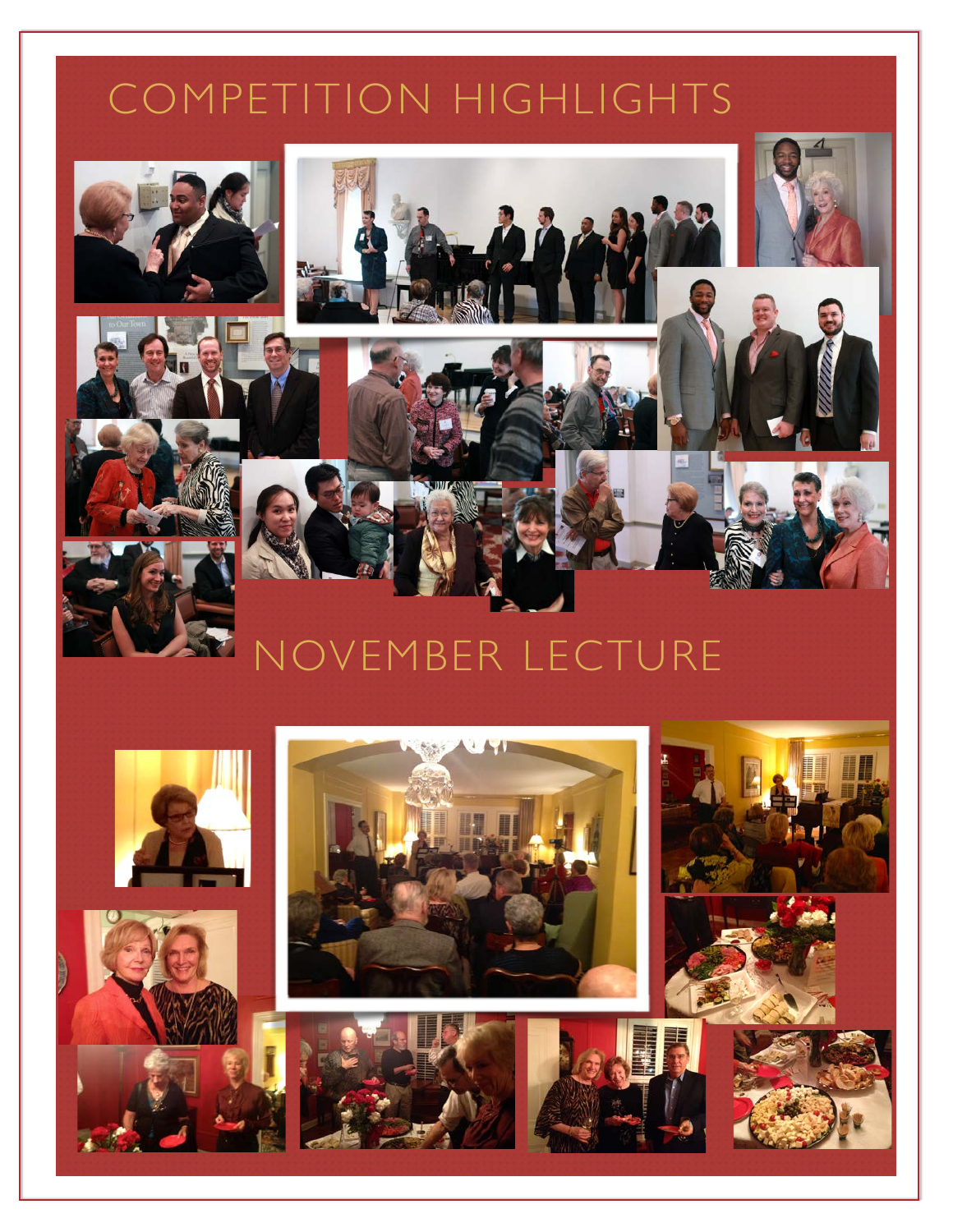# COMPETITION HIGHLIGHTS

# NOVEMBER LECTURE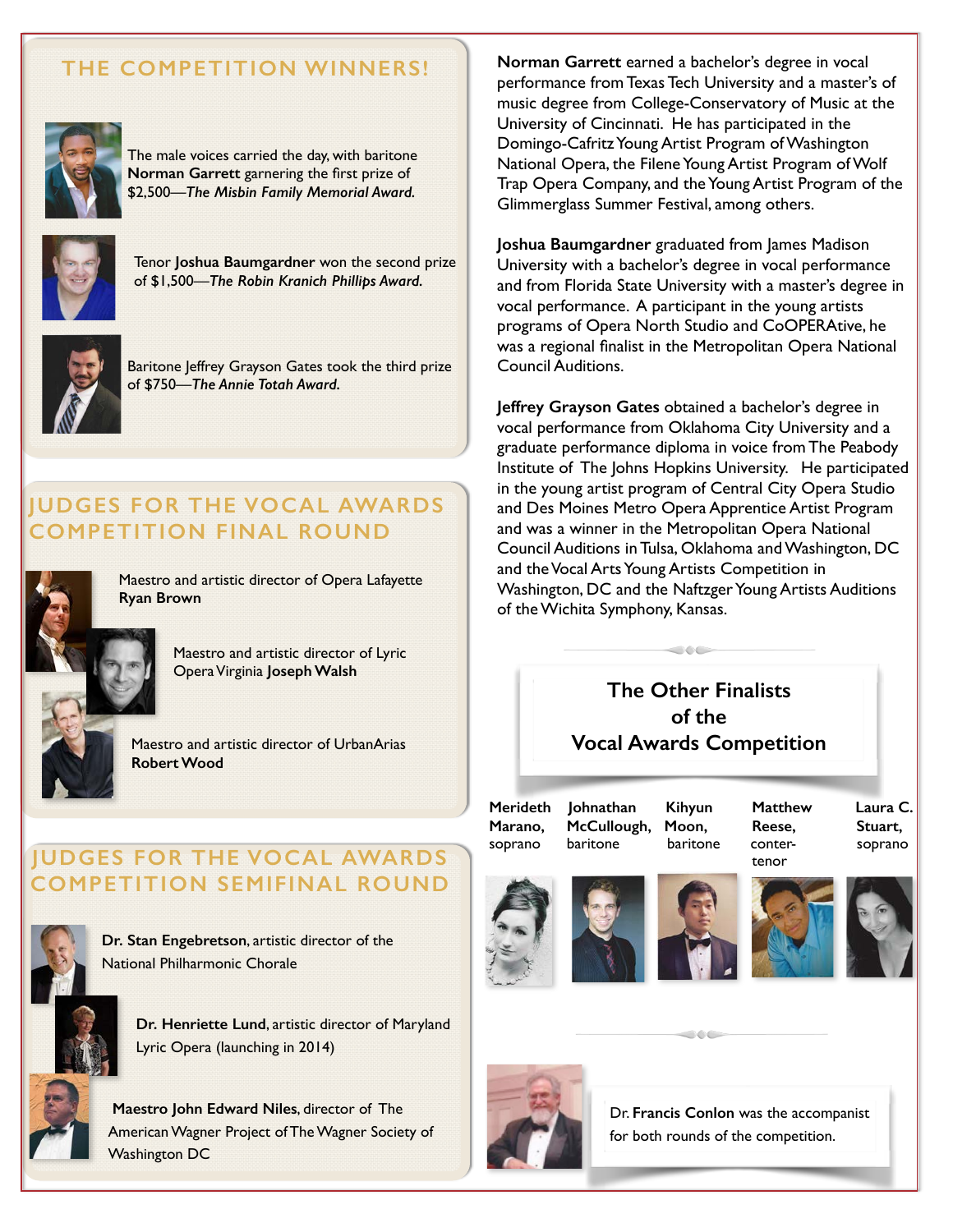## THE COMPETITION WINNERS!

The male voices carried the day, with baritone **Norman Garrett** garnering the first prize of $2,500—***The Misbin Family Memorial Award.***

Tenor **Joshua Baumgardner** won the second prize of $1,500—***The Robin Kranich Phillips Award.***

Baritone Jeffrey Grayson Gates took the third prize of $750—***The Annie Totah Award.***

## JUDGES FOR THE VOCAL AWARDS COMPETITION FINAL ROUND

Maestro and artistic director of Opera Lafayette **Ryan Brown**

Maestro and artistic director of Lyric Opera Virginia **Joseph Walsh**

Maestro and artistic director of UrbanArias **Robert Wood**

## JUDGES FOR THE VOCAL AWARDS COMPETITION SEMIFINAL ROUND

**Dr. Stan Engebretson**, artistic director of the National Philharmonic Chorale

**Dr. Henriette Lund**, artistic director of Maryland Lyric Opera (launching in 2014)

**Maestro John Edward Niles**, director of The American Wagner Project of The Wagner Society of Washington DC

**Norman Garrett** earned a bachelor's degree in vocal performance from Texas Tech University and a master's of music degree from College-Conservatory of Music at the University of Cincinnati. He has participated in the Domingo-Cafritz Young Artist Program of Washington National Opera, the Filene Young Artist Program of Wolf Trap Opera Company, and the Young Artist Program of the Glimmerglass Summer Festival, among others.

**Joshua Baumgardner** graduated from James Madison University with a bachelor's degree in vocal performance and from Florida State University with a master's degree in vocal performance. A participant in the young artists programs of Opera North Studio and CoOPERAtive, he was a regional finalist in the Metropolitan Opera National Council Auditions.

**Jeffrey Grayson Gates** obtained a bachelor's degree in vocal performance from Oklahoma City University and a graduate performance diploma in voice from The Peabody Institute of The Johns Hopkins University. He participated in the young artist program of Central City Opera Studio and Des Moines Metro Opera Apprentice Artist Program and was a winner in the Metropolitan Opera National Council Auditions in Tulsa, Oklahoma and Washington, DC and the Vocal Arts Young Artists Competition in Washington, DC and the Naftzger Young Artists Auditions of the Wichita Symphony, Kansas.

### The Other Finalists of the Vocal Awards Competition

**Merideth Marano,** soprano

**Johnathan McCullough,** baritone

**Kihyun Moon,** baritone

**Matthew Reese,** conter-tenor

**Laura C. Stuart,** soprano

Dr. **Francis Conlon** was the accompanist for both rounds of the competition.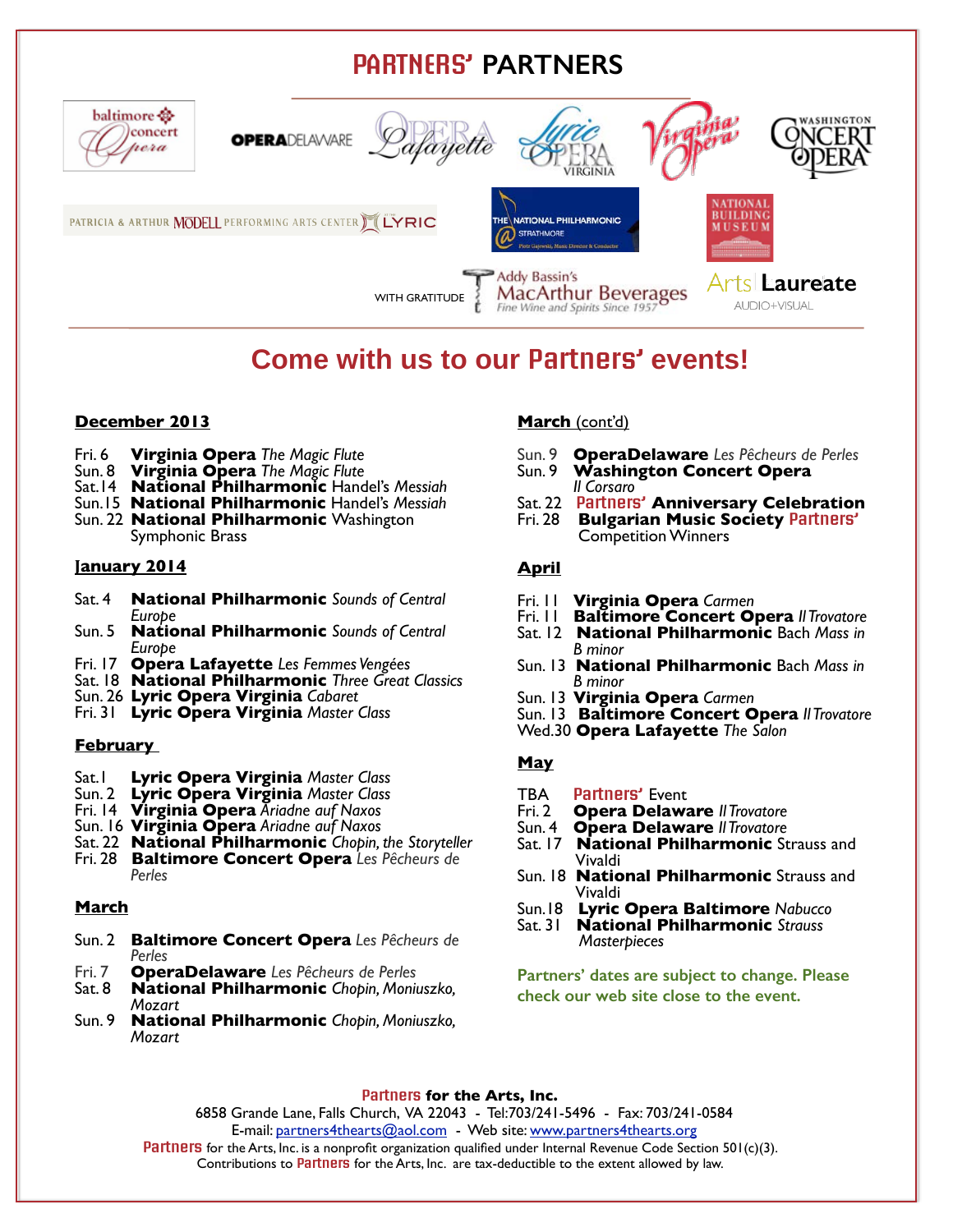# PARTNERS' PARTNERS

baltimore concert opera

OPERADELAWARE

Opera Lafayette

Lyric Opera Virginia

Virginia Opera

Washington Concert Opera

PATRICIA & ARTHUR MODELL PERFORMING ARTS CENTER AT THE LYRIC

THE NATIONAL PHILHARMONIC STRATHMORE

NATIONAL BUILDING MUSEUM

WITH GRATITUDE

Addy Bassin's MacArthur Beverages Fine Wine and Spirits Since 1957

Arts Laureate AUDIO+VISUAL

## Come with us to our Partners' events!

### December 2013

Fri. 6 **Virginia Opera** *The Magic Flute*
Sun. 8 **Virginia Opera** *The Magic Flute*
Sat. 14 **National Philharmonic** Handel's *Messiah*
Sun. 15 **National Philharmonic** Handel's *Messiah*
Sun. 22 **National Philharmonic** Washington Symphonic Brass

### January 2014

Sat. 4 **National Philharmonic** *Sounds of Central Europe*
Sun. 5 **National Philharmonic** *Sounds of Central Europe*
Fri. 17 **Opera Lafayette** *Les Femmes Vengées*
Sat. 18 **National Philharmonic** *Three Great Classics*
Sun. 26 **Lyric Opera Virginia** *Cabaret*
Fri. 31 **Lyric Opera Virginia** *Master Class*

### February

Sat. 1 **Lyric Opera Virginia** *Master Class*
Sun. 2 **Lyric Opera Virginia** *Master Class*
Fri. 14 **Virginia Opera** *Ariadne auf Naxos*
Sun. 16 **Virginia Opera** *Ariadne auf Naxos*
Sat. 22 **National Philharmonic** *Chopin, the Storyteller*
Fri. 28 **Baltimore Concert Opera** *Les Pêcheurs de Perles*

### March

Sun. 2 **Baltimore Concert Opera** *Les Pêcheurs de Perles*
Fri. 7 **OperaDelaware** *Les Pêcheurs de Perles*
Sat. 8 **National Philharmonic** *Chopin, Moniuszko, Mozart*
Sun. 9 **National Philharmonic** *Chopin, Moniuszko, Mozart*

### March (cont'd)

Sun. 9 **OperaDelaware** *Les Pêcheurs de Perles*
Sun. 9 **Washington Concert Opera** *Il Corsaro*
Sat. 22 **Partners' Anniversary Celebration**
Fri. 28 **Bulgarian Music Society Partners'** Competition Winners

### April

Fri. 11 **Virginia Opera** *Carmen*
Fri. 11 **Baltimore Concert Opera** *Il Trovatore*
Sat. 12 **National Philharmonic** Bach *Mass in B minor*
Sun. 13 **National Philharmonic** Bach *Mass in B minor*
Sun. 13 **Virginia Opera** *Carmen*
Sun. 13 **Baltimore Concert Opera** *Il Trovatore*
Wed. 30 **Opera Lafayette** *The Salon*

### May

TBA **Partners'** Event
Fri. 2 **Opera Delaware** *Il Trovatore*
Sun. 4 **Opera Delaware** *Il Trovatore*
Sat. 17 **National Philharmonic** Strauss and Vivaldi
Sun. 18 **National Philharmonic** Strauss and Vivaldi
Sun. 18 **Lyric Opera Baltimore** *Nabucco*
Sat. 31 **National Philharmonic** *Strauss Masterpieces*

**Partners' dates are subject to change. Please check our web site close to the event.**

**Partners for the Arts, Inc.**
6858 Grande Lane, Falls Church, VA 22043 - Tel:703/241-5496 - Fax: 703/241-0584
E-mail: partners4thearts@aol.com - Web site: www.partners4thearts.org
Partners for the Arts, Inc. is a nonprofit organization qualified under Internal Revenue Code Section 501(c)(3).
Contributions to Partners for the Arts, Inc. are tax-deductible to the extent allowed by law.